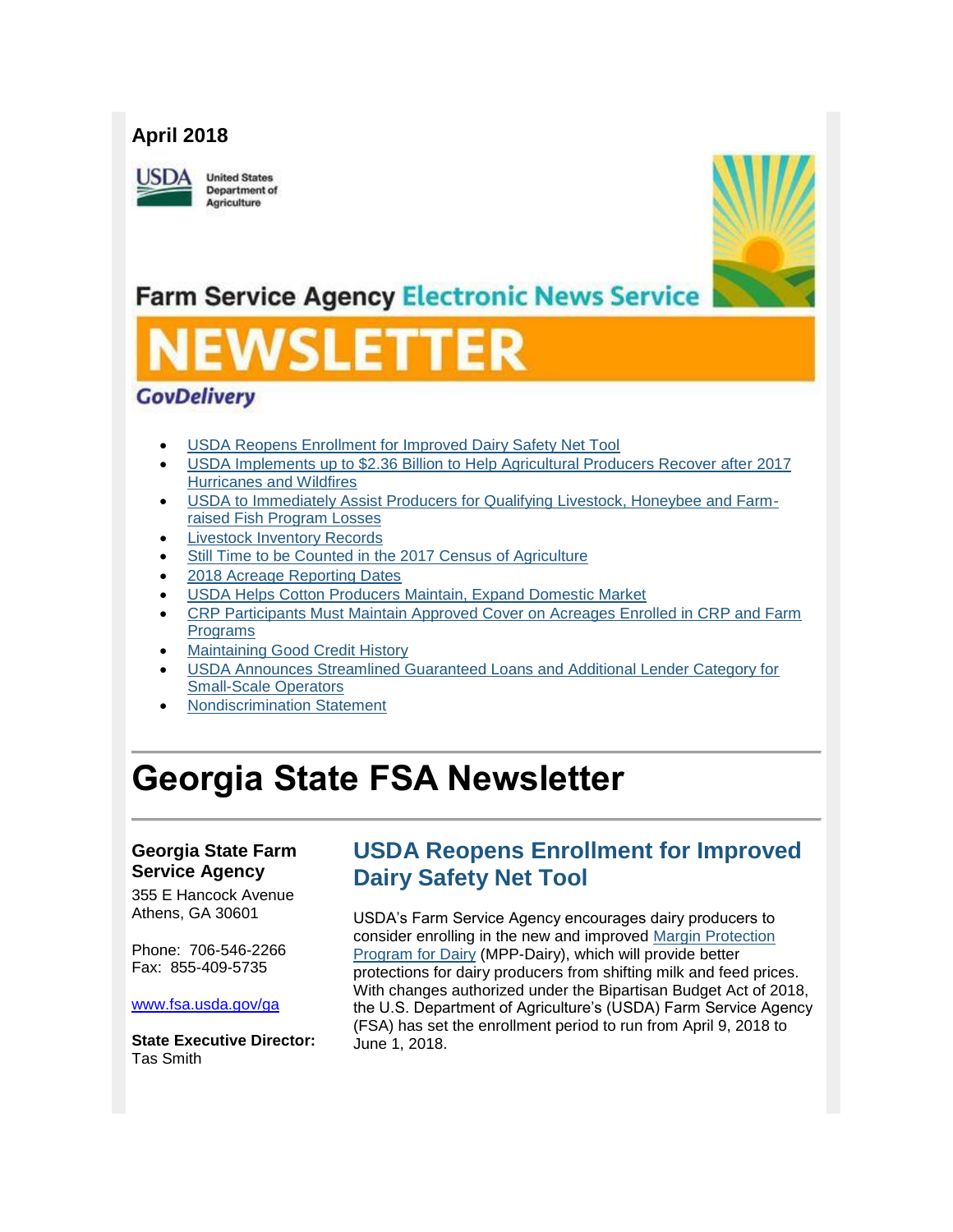**April 2018**

United States Department of Agriculture

## Farm Service Agency Electronic News Service

# NEWSLETTER

GovDelivery

- [USDA Reopens Enrollment for Improved Dairy Safety Net Tool]()
- [USDA Implements up to $2.36 Billion to Help Agricultural Producers Recover after 2017 Hurricanes and Wildfires]()
- [USDA to Immediately Assist Producers for Qualifying Livestock, Honeybee and Farm-raised Fish Program Losses]()
- [Livestock Inventory Records]()
- [Still Time to be Counted in the 2017 Census of Agriculture]()
- [2018 Acreage Reporting Dates]()
- [USDA Helps Cotton Producers Maintain, Expand Domestic Market]()
- [CRP Participants Must Maintain Approved Cover on Acreages Enrolled in CRP and Farm Programs]()
- [Maintaining Good Credit History]()
- [USDA Announces Streamlined Guaranteed Loans and Additional Lender Category for Small-Scale Operators]()
- [Nondiscrimination Statement]()

# Georgia State FSA Newsletter

**Georgia State Farm Service Agency**

355 E Hancock Avenue
Athens, GA 30601

Phone: 706-546-2266
Fax: 855-409-5735

[www.fsa.usda.gov/ga](www.fsa.usda.gov/ga)

**State Executive Director:**
Tas Smith

## USDA Reopens Enrollment for Improved Dairy Safety Net Tool

USDA's Farm Service Agency encourages dairy producers to consider enrolling in the new and improved [Margin Protection Program for Dairy]() (MPP-Dairy), which will provide better protections for dairy producers from shifting milk and feed prices. With changes authorized under the Bipartisan Budget Act of 2018, the U.S. Department of Agriculture's (USDA) Farm Service Agency (FSA) has set the enrollment period to run from April 9, 2018 to June 1, 2018.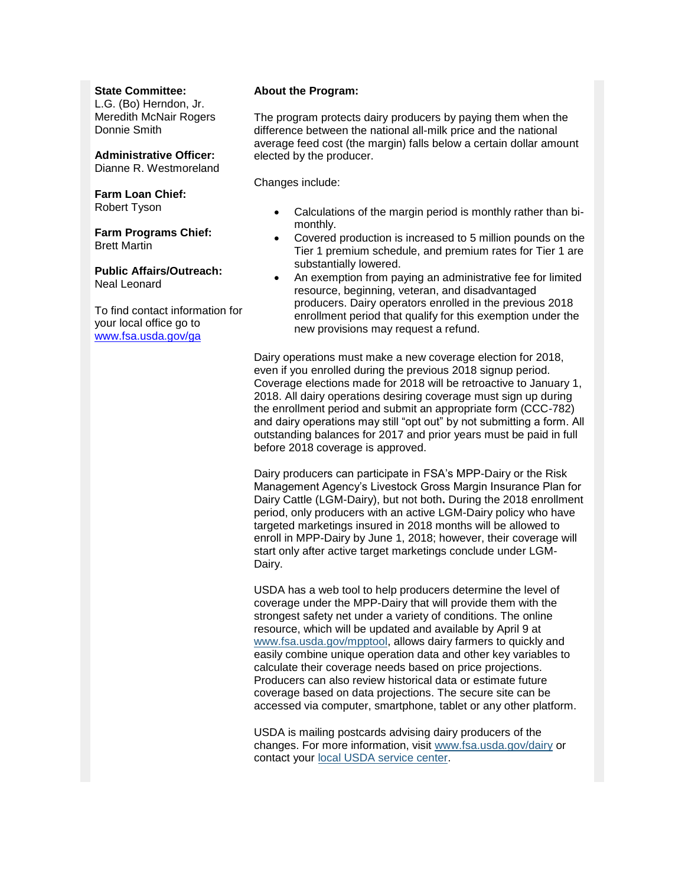**State Committee:**
L.G. (Bo) Herndon, Jr.
Meredith McNair Rogers
Donnie Smith

**Administrative Officer:**
Dianne R. Westmoreland

**Farm Loan Chief:**
Robert Tyson

**Farm Programs Chief:**
Brett Martin

**Public Affairs/Outreach:**
Neal Leonard

To find contact information for your local office go to [www.fsa.usda.gov/ga](http://www.fsa.usda.gov/ga)

**About the Program:**

The program protects dairy producers by paying them when the difference between the national all-milk price and the national average feed cost (the margin) falls below a certain dollar amount elected by the producer.

Changes include:

- Calculations of the margin period is monthly rather than bi-monthly.
- Covered production is increased to 5 million pounds on the Tier 1 premium schedule, and premium rates for Tier 1 are substantially lowered.
- An exemption from paying an administrative fee for limited resource, beginning, veteran, and disadvantaged producers. Dairy operators enrolled in the previous 2018 enrollment period that qualify for this exemption under the new provisions may request a refund.

Dairy operations must make a new coverage election for 2018, even if you enrolled during the previous 2018 signup period. Coverage elections made for 2018 will be retroactive to January 1, 2018. All dairy operations desiring coverage must sign up during the enrollment period and submit an appropriate form (CCC-782) and dairy operations may still "opt out" by not submitting a form. All outstanding balances for 2017 and prior years must be paid in full before 2018 coverage is approved.

Dairy producers can participate in FSA's MPP-Dairy or the Risk Management Agency's Livestock Gross Margin Insurance Plan for Dairy Cattle (LGM-Dairy), but not both**.** During the 2018 enrollment period, only producers with an active LGM-Dairy policy who have targeted marketings insured in 2018 months will be allowed to enroll in MPP-Dairy by June 1, 2018; however, their coverage will start only after active target marketings conclude under LGM-Dairy.

USDA has a web tool to help producers determine the level of coverage under the MPP-Dairy that will provide them with the strongest safety net under a variety of conditions. The online resource, which will be updated and available by April 9 at [www.fsa.usda.gov/mpptool](http://www.fsa.usda.gov/mpptool), allows dairy farmers to quickly and easily combine unique operation data and other key variables to calculate their coverage needs based on price projections. Producers can also review historical data or estimate future coverage based on data projections. The secure site can be accessed via computer, smartphone, tablet or any other platform.

USDA is mailing postcards advising dairy producers of the changes. For more information, visit [www.fsa.usda.gov/dairy](http://www.fsa.usda.gov/dairy) or contact your local USDA service center.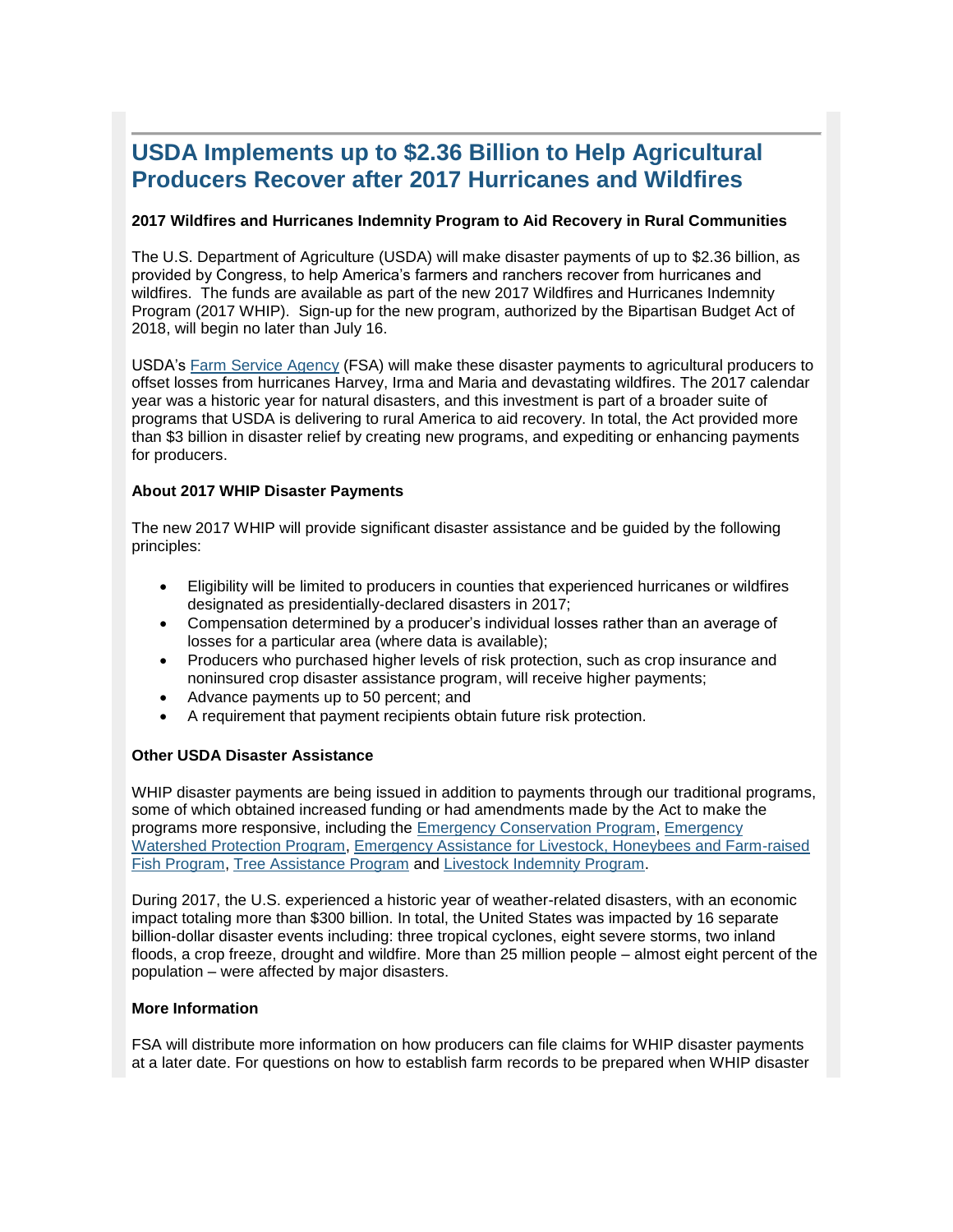# USDA Implements up to $2.36 Billion to Help Agricultural Producers Recover after 2017 Hurricanes and Wildfires

**2017 Wildfires and Hurricanes Indemnity Program to Aid Recovery in Rural Communities**

The U.S. Department of Agriculture (USDA) will make disaster payments of up to $2.36 billion, as provided by Congress, to help America's farmers and ranchers recover from hurricanes and wildfires. The funds are available as part of the new 2017 Wildfires and Hurricanes Indemnity Program (2017 WHIP). Sign-up for the new program, authorized by the Bipartisan Budget Act of 2018, will begin no later than July 16.

USDA's Farm Service Agency (FSA) will make these disaster payments to agricultural producers to offset losses from hurricanes Harvey, Irma and Maria and devastating wildfires. The 2017 calendar year was a historic year for natural disasters, and this investment is part of a broader suite of programs that USDA is delivering to rural America to aid recovery. In total, the Act provided more than $3 billion in disaster relief by creating new programs, and expediting or enhancing payments for producers.

**About 2017 WHIP Disaster Payments**

The new 2017 WHIP will provide significant disaster assistance and be guided by the following principles:

- Eligibility will be limited to producers in counties that experienced hurricanes or wildfires designated as presidentially-declared disasters in 2017;
- Compensation determined by a producer's individual losses rather than an average of losses for a particular area (where data is available);
- Producers who purchased higher levels of risk protection, such as crop insurance and noninsured crop disaster assistance program, will receive higher payments;
- Advance payments up to 50 percent; and
- A requirement that payment recipients obtain future risk protection.

**Other USDA Disaster Assistance**

WHIP disaster payments are being issued in addition to payments through our traditional programs, some of which obtained increased funding or had amendments made by the Act to make the programs more responsive, including the Emergency Conservation Program, Emergency Watershed Protection Program, Emergency Assistance for Livestock, Honeybees and Farm-raised Fish Program, Tree Assistance Program and Livestock Indemnity Program.

During 2017, the U.S. experienced a historic year of weather-related disasters, with an economic impact totaling more than $300 billion. In total, the United States was impacted by 16 separate billion-dollar disaster events including: three tropical cyclones, eight severe storms, two inland floods, a crop freeze, drought and wildfire. More than 25 million people – almost eight percent of the population – were affected by major disasters.

**More Information**

FSA will distribute more information on how producers can file claims for WHIP disaster payments at a later date. For questions on how to establish farm records to be prepared when WHIP disaster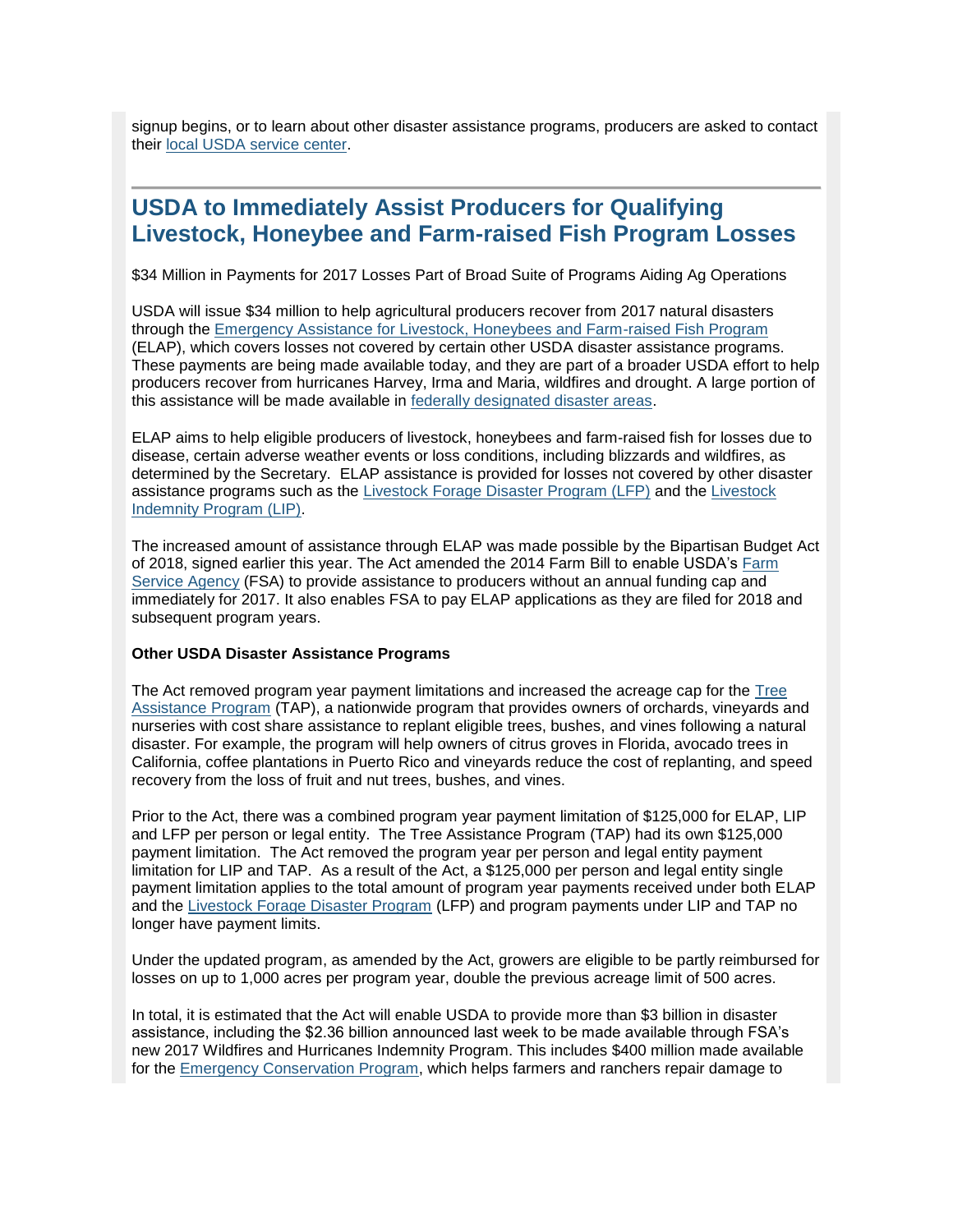signup begins, or to learn about other disaster assistance programs, producers are asked to contact their local USDA service center.

---

## USDA to Immediately Assist Producers for Qualifying Livestock, Honeybee and Farm-raised Fish Program Losses

$34 Million in Payments for 2017 Losses Part of Broad Suite of Programs Aiding Ag Operations

USDA will issue $34 million to help agricultural producers recover from 2017 natural disasters through the Emergency Assistance for Livestock, Honeybees and Farm-raised Fish Program (ELAP), which covers losses not covered by certain other USDA disaster assistance programs. These payments are being made available today, and they are part of a broader USDA effort to help producers recover from hurricanes Harvey, Irma and Maria, wildfires and drought. A large portion of this assistance will be made available in federally designated disaster areas.

ELAP aims to help eligible producers of livestock, honeybees and farm-raised fish for losses due to disease, certain adverse weather events or loss conditions, including blizzards and wildfires, as determined by the Secretary. ELAP assistance is provided for losses not covered by other disaster assistance programs such as the Livestock Forage Disaster Program (LFP) and the Livestock Indemnity Program (LIP).

The increased amount of assistance through ELAP was made possible by the Bipartisan Budget Act of 2018, signed earlier this year. The Act amended the 2014 Farm Bill to enable USDA's Farm Service Agency (FSA) to provide assistance to producers without an annual funding cap and immediately for 2017. It also enables FSA to pay ELAP applications as they are filed for 2018 and subsequent program years.

**Other USDA Disaster Assistance Programs**

The Act removed program year payment limitations and increased the acreage cap for the Tree Assistance Program (TAP), a nationwide program that provides owners of orchards, vineyards and nurseries with cost share assistance to replant eligible trees, bushes, and vines following a natural disaster. For example, the program will help owners of citrus groves in Florida, avocado trees in California, coffee plantations in Puerto Rico and vineyards reduce the cost of replanting, and speed recovery from the loss of fruit and nut trees, bushes, and vines.

Prior to the Act, there was a combined program year payment limitation of $125,000 for ELAP, LIP and LFP per person or legal entity. The Tree Assistance Program (TAP) had its own $125,000 payment limitation. The Act removed the program year per person and legal entity payment limitation for LIP and TAP. As a result of the Act, a $125,000 per person and legal entity single payment limitation applies to the total amount of program year payments received under both ELAP and the Livestock Forage Disaster Program (LFP) and program payments under LIP and TAP no longer have payment limits.

Under the updated program, as amended by the Act, growers are eligible to be partly reimbursed for losses on up to 1,000 acres per program year, double the previous acreage limit of 500 acres.

In total, it is estimated that the Act will enable USDA to provide more than $3 billion in disaster assistance, including the $2.36 billion announced last week to be made available through FSA's new 2017 Wildfires and Hurricanes Indemnity Program. This includes $400 million made available for the Emergency Conservation Program, which helps farmers and ranchers repair damage to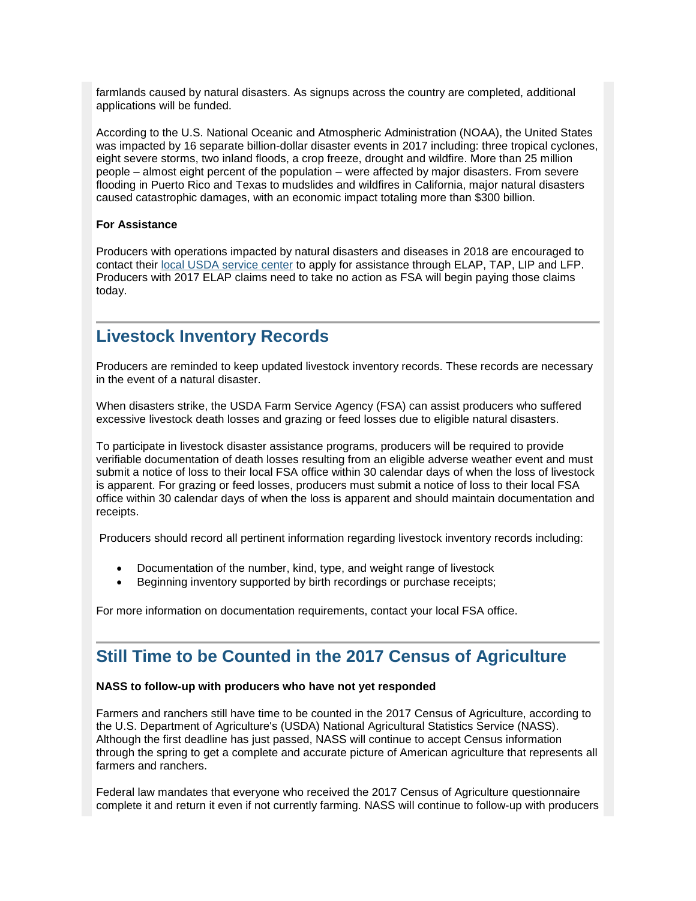farmlands caused by natural disasters. As signups across the country are completed, additional applications will be funded.

According to the U.S. National Oceanic and Atmospheric Administration (NOAA), the United States was impacted by 16 separate billion-dollar disaster events in 2017 including: three tropical cyclones, eight severe storms, two inland floods, a crop freeze, drought and wildfire. More than 25 million people – almost eight percent of the population – were affected by major disasters. From severe flooding in Puerto Rico and Texas to mudslides and wildfires in California, major natural disasters caused catastrophic damages, with an economic impact totaling more than $300 billion.

**For Assistance**

Producers with operations impacted by natural disasters and diseases in 2018 are encouraged to contact their local USDA service center to apply for assistance through ELAP, TAP, LIP and LFP. Producers with 2017 ELAP claims need to take no action as FSA will begin paying those claims today.

## Livestock Inventory Records

Producers are reminded to keep updated livestock inventory records. These records are necessary in the event of a natural disaster.

When disasters strike, the USDA Farm Service Agency (FSA) can assist producers who suffered excessive livestock death losses and grazing or feed losses due to eligible natural disasters.

To participate in livestock disaster assistance programs, producers will be required to provide verifiable documentation of death losses resulting from an eligible adverse weather event and must submit a notice of loss to their local FSA office within 30 calendar days of when the loss of livestock is apparent. For grazing or feed losses, producers must submit a notice of loss to their local FSA office within 30 calendar days of when the loss is apparent and should maintain documentation and receipts.

Producers should record all pertinent information regarding livestock inventory records including:

- Documentation of the number, kind, type, and weight range of livestock
- Beginning inventory supported by birth recordings or purchase receipts;

For more information on documentation requirements, contact your local FSA office.

## Still Time to be Counted in the 2017 Census of Agriculture

**NASS to follow-up with producers who have not yet responded**

Farmers and ranchers still have time to be counted in the 2017 Census of Agriculture, according to the U.S. Department of Agriculture's (USDA) National Agricultural Statistics Service (NASS). Although the first deadline has just passed, NASS will continue to accept Census information through the spring to get a complete and accurate picture of American agriculture that represents all farmers and ranchers.

Federal law mandates that everyone who received the 2017 Census of Agriculture questionnaire complete it and return it even if not currently farming. NASS will continue to follow-up with producers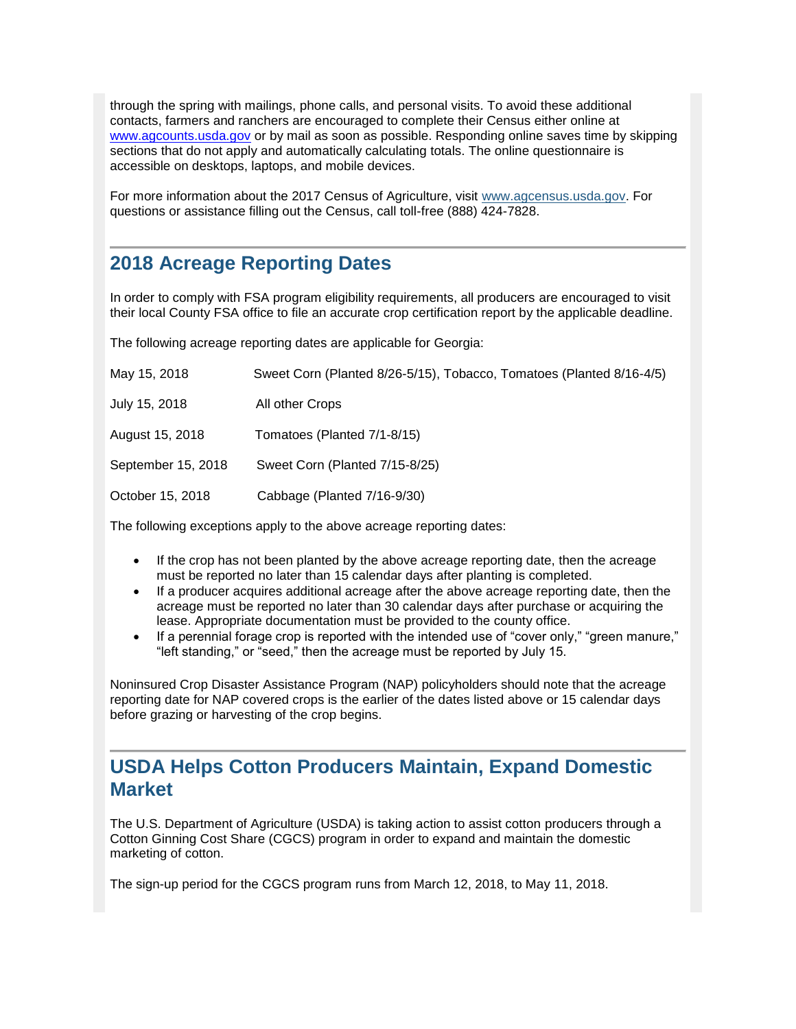through the spring with mailings, phone calls, and personal visits. To avoid these additional contacts, farmers and ranchers are encouraged to complete their Census either online at [www.agcounts.usda.gov](www.agcounts.usda.gov) or by mail as soon as possible. Responding online saves time by skipping sections that do not apply and automatically calculating totals. The online questionnaire is accessible on desktops, laptops, and mobile devices.

For more information about the 2017 Census of Agriculture, visit [www.agcensus.usda.gov](www.agcensus.usda.gov). For questions or assistance filling out the Census, call toll-free (888) 424-7828.

## 2018 Acreage Reporting Dates

In order to comply with FSA program eligibility requirements, all producers are encouraged to visit their local County FSA office to file an accurate crop certification report by the applicable deadline.

The following acreage reporting dates are applicable for Georgia:

| | |
|---|---|
| May 15, 2018 | Sweet Corn (Planted 8/26-5/15), Tobacco, Tomatoes (Planted 8/16-4/5) |
| July 15, 2018 | All other Crops |
| August 15, 2018 | Tomatoes (Planted 7/1-8/15) |
| September 15, 2018 | Sweet Corn (Planted 7/15-8/25) |
| October 15, 2018 | Cabbage (Planted 7/16-9/30) |

The following exceptions apply to the above acreage reporting dates:

- If the crop has not been planted by the above acreage reporting date, then the acreage must be reported no later than 15 calendar days after planting is completed.
- If a producer acquires additional acreage after the above acreage reporting date, then the acreage must be reported no later than 30 calendar days after purchase or acquiring the lease. Appropriate documentation must be provided to the county office.
- If a perennial forage crop is reported with the intended use of "cover only," "green manure," "left standing," or "seed," then the acreage must be reported by July 15.

Noninsured Crop Disaster Assistance Program (NAP) policyholders should note that the acreage reporting date for NAP covered crops is the earlier of the dates listed above or 15 calendar days before grazing or harvesting of the crop begins.

## USDA Helps Cotton Producers Maintain, Expand Domestic Market

The U.S. Department of Agriculture (USDA) is taking action to assist cotton producers through a Cotton Ginning Cost Share (CGCS) program in order to expand and maintain the domestic marketing of cotton.

The sign-up period for the CGCS program runs from March 12, 2018, to May 11, 2018.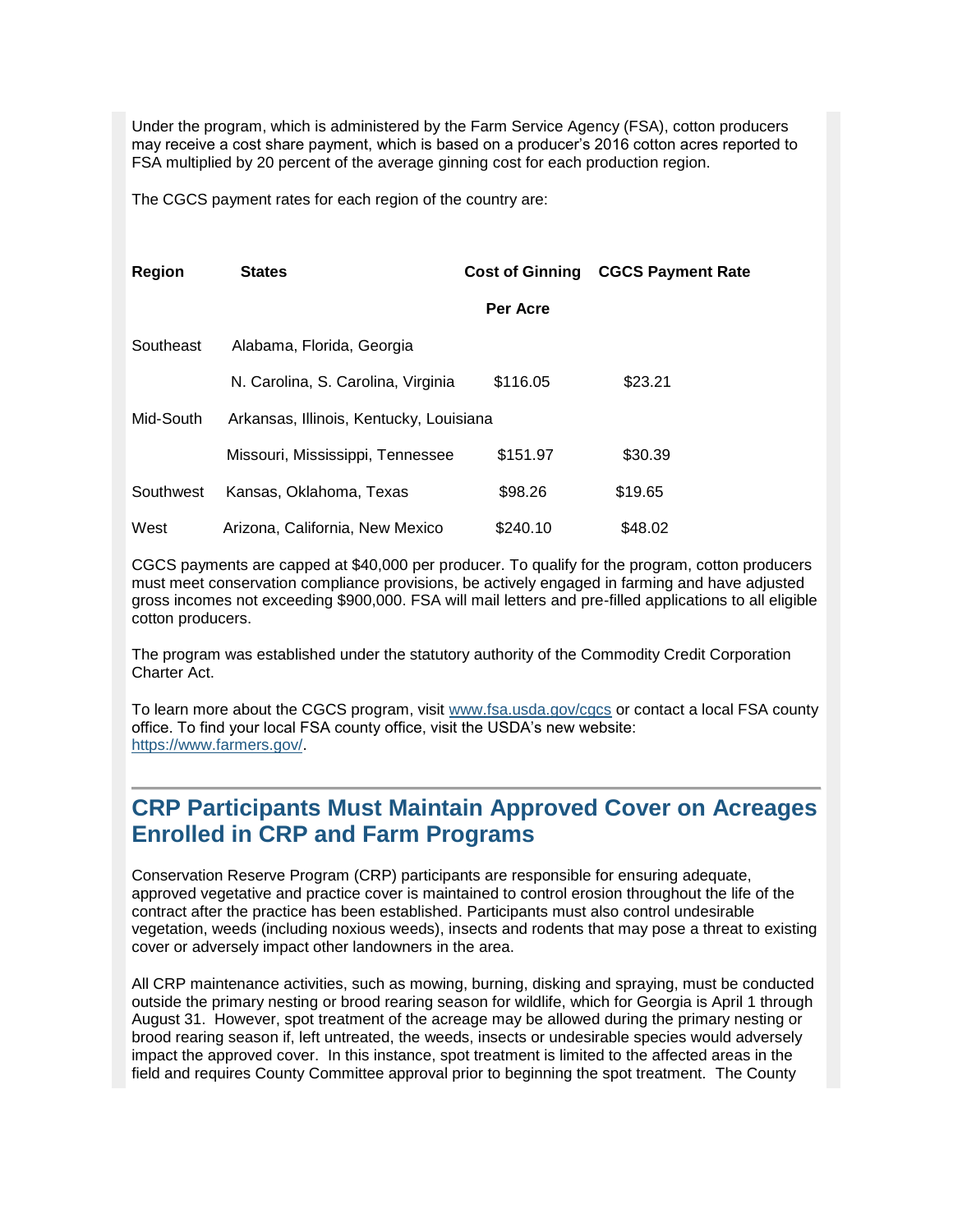Under the program, which is administered by the Farm Service Agency (FSA), cotton producers may receive a cost share payment, which is based on a producer's 2016 cotton acres reported to FSA multiplied by 20 percent of the average ginning cost for each production region.

The CGCS payment rates for each region of the country are:

| Region | States | Cost of Ginning Per Acre | CGCS Payment Rate |
|---|---|---|---|
| Southeast | Alabama, Florida, Georgia N. Carolina, S. Carolina, Virginia | $116.05 | $23.21 |
| Mid-South | Arkansas, Illinois, Kentucky, Louisiana Missouri, Mississippi, Tennessee | $151.97 | $30.39 |
| Southwest | Kansas, Oklahoma, Texas | $98.26 | $19.65 |
| West | Arizona, California, New Mexico | $240.10 | $48.02 |

CGCS payments are capped at $40,000 per producer. To qualify for the program, cotton producers must meet conservation compliance provisions, be actively engaged in farming and have adjusted gross incomes not exceeding $900,000. FSA will mail letters and pre-filled applications to all eligible cotton producers.

The program was established under the statutory authority of the Commodity Credit Corporation Charter Act.

To learn more about the CGCS program, visit [www.fsa.usda.gov/cgcs](http://www.fsa.usda.gov/cgcs) or contact a local FSA county office. To find your local FSA county office, visit the USDA's new website: [https://www.farmers.gov/](https://www.farmers.gov/).

## CRP Participants Must Maintain Approved Cover on Acreages Enrolled in CRP and Farm Programs

Conservation Reserve Program (CRP) participants are responsible for ensuring adequate, approved vegetative and practice cover is maintained to control erosion throughout the life of the contract after the practice has been established. Participants must also control undesirable vegetation, weeds (including noxious weeds), insects and rodents that may pose a threat to existing cover or adversely impact other landowners in the area.

All CRP maintenance activities, such as mowing, burning, disking and spraying, must be conducted outside the primary nesting or brood rearing season for wildlife, which for Georgia is April 1 through August 31. However, spot treatment of the acreage may be allowed during the primary nesting or brood rearing season if, left untreated, the weeds, insects or undesirable species would adversely impact the approved cover. In this instance, spot treatment is limited to the affected areas in the field and requires County Committee approval prior to beginning the spot treatment. The County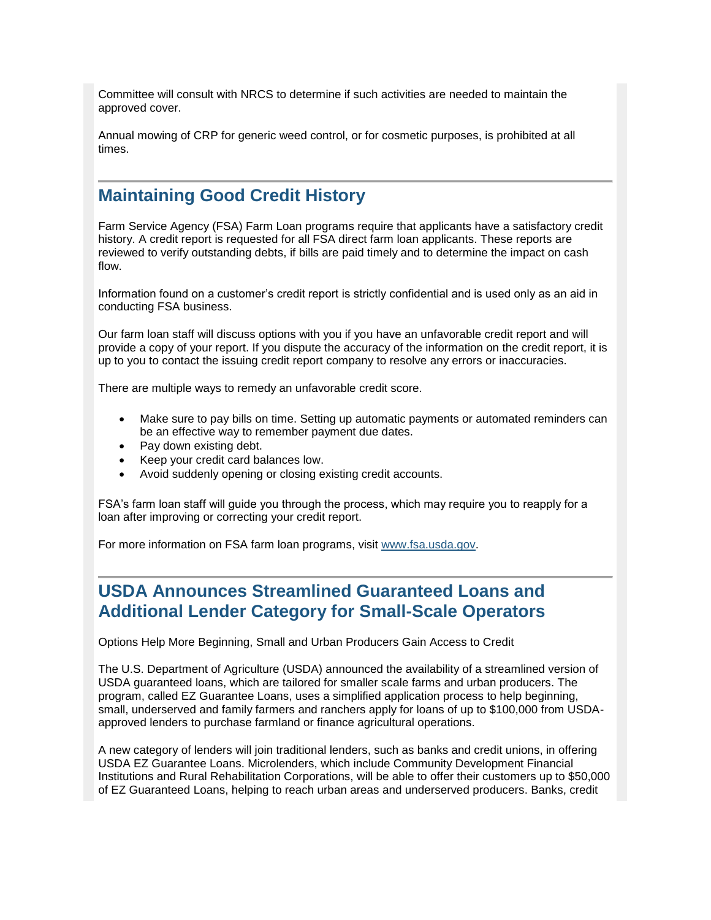Committee will consult with NRCS to determine if such activities are needed to maintain the approved cover.

Annual mowing of CRP for generic weed control, or for cosmetic purposes, is prohibited at all times.

## Maintaining Good Credit History

Farm Service Agency (FSA) Farm Loan programs require that applicants have a satisfactory credit history. A credit report is requested for all FSA direct farm loan applicants. These reports are reviewed to verify outstanding debts, if bills are paid timely and to determine the impact on cash flow.

Information found on a customer's credit report is strictly confidential and is used only as an aid in conducting FSA business.

Our farm loan staff will discuss options with you if you have an unfavorable credit report and will provide a copy of your report. If you dispute the accuracy of the information on the credit report, it is up to you to contact the issuing credit report company to resolve any errors or inaccuracies.

There are multiple ways to remedy an unfavorable credit score.

- Make sure to pay bills on time. Setting up automatic payments or automated reminders can be an effective way to remember payment due dates.
- Pay down existing debt.
- Keep your credit card balances low.
- Avoid suddenly opening or closing existing credit accounts.

FSA's farm loan staff will guide you through the process, which may require you to reapply for a loan after improving or correcting your credit report.

For more information on FSA farm loan programs, visit [www.fsa.usda.gov](http://www.fsa.usda.gov).

## USDA Announces Streamlined Guaranteed Loans and Additional Lender Category for Small-Scale Operators

Options Help More Beginning, Small and Urban Producers Gain Access to Credit

The U.S. Department of Agriculture (USDA) announced the availability of a streamlined version of USDA guaranteed loans, which are tailored for smaller scale farms and urban producers. The program, called EZ Guarantee Loans, uses a simplified application process to help beginning, small, underserved and family farmers and ranchers apply for loans of up to $100,000 from USDA-approved lenders to purchase farmland or finance agricultural operations.

A new category of lenders will join traditional lenders, such as banks and credit unions, in offering USDA EZ Guarantee Loans. Microlenders, which include Community Development Financial Institutions and Rural Rehabilitation Corporations, will be able to offer their customers up to $50,000 of EZ Guaranteed Loans, helping to reach urban areas and underserved producers. Banks, credit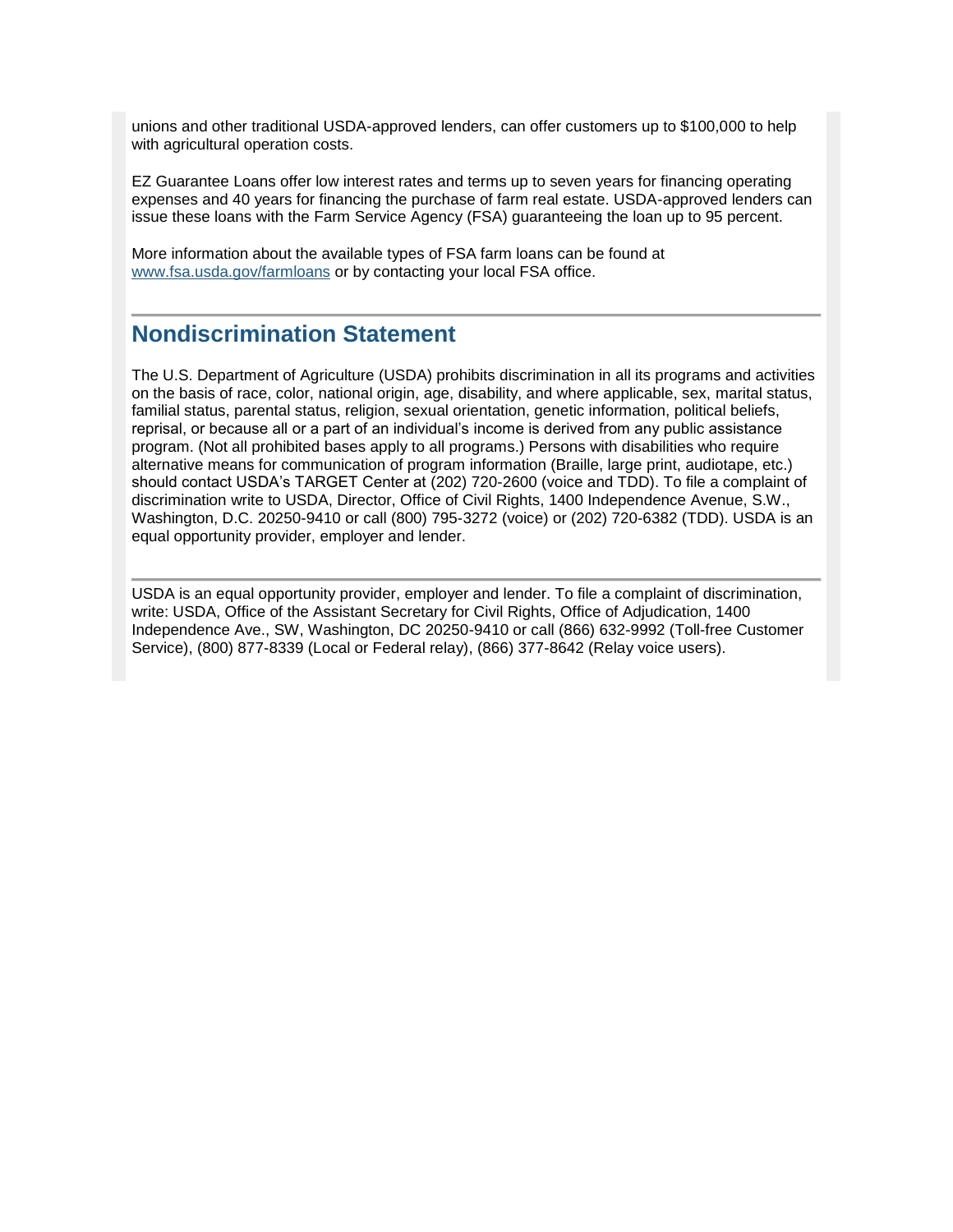unions and other traditional USDA-approved lenders, can offer customers up to $100,000 to help with agricultural operation costs.

EZ Guarantee Loans offer low interest rates and terms up to seven years for financing operating expenses and 40 years for financing the purchase of farm real estate. USDA-approved lenders can issue these loans with the Farm Service Agency (FSA) guaranteeing the loan up to 95 percent.

More information about the available types of FSA farm loans can be found at [www.fsa.usda.gov/farmloans](http://www.fsa.usda.gov/farmloans) or by contacting your local FSA office.

## Nondiscrimination Statement

The U.S. Department of Agriculture (USDA) prohibits discrimination in all its programs and activities on the basis of race, color, national origin, age, disability, and where applicable, sex, marital status, familial status, parental status, religion, sexual orientation, genetic information, political beliefs, reprisal, or because all or a part of an individual's income is derived from any public assistance program. (Not all prohibited bases apply to all programs.) Persons with disabilities who require alternative means for communication of program information (Braille, large print, audiotape, etc.) should contact USDA's TARGET Center at (202) 720-2600 (voice and TDD). To file a complaint of discrimination write to USDA, Director, Office of Civil Rights, 1400 Independence Avenue, S.W., Washington, D.C. 20250-9410 or call (800) 795-3272 (voice) or (202) 720-6382 (TDD). USDA is an equal opportunity provider, employer and lender.

---

USDA is an equal opportunity provider, employer and lender. To file a complaint of discrimination, write: USDA, Office of the Assistant Secretary for Civil Rights, Office of Adjudication, 1400 Independence Ave., SW, Washington, DC 20250-9410 or call (866) 632-9992 (Toll-free Customer Service), (800) 877-8339 (Local or Federal relay), (866) 377-8642 (Relay voice users).